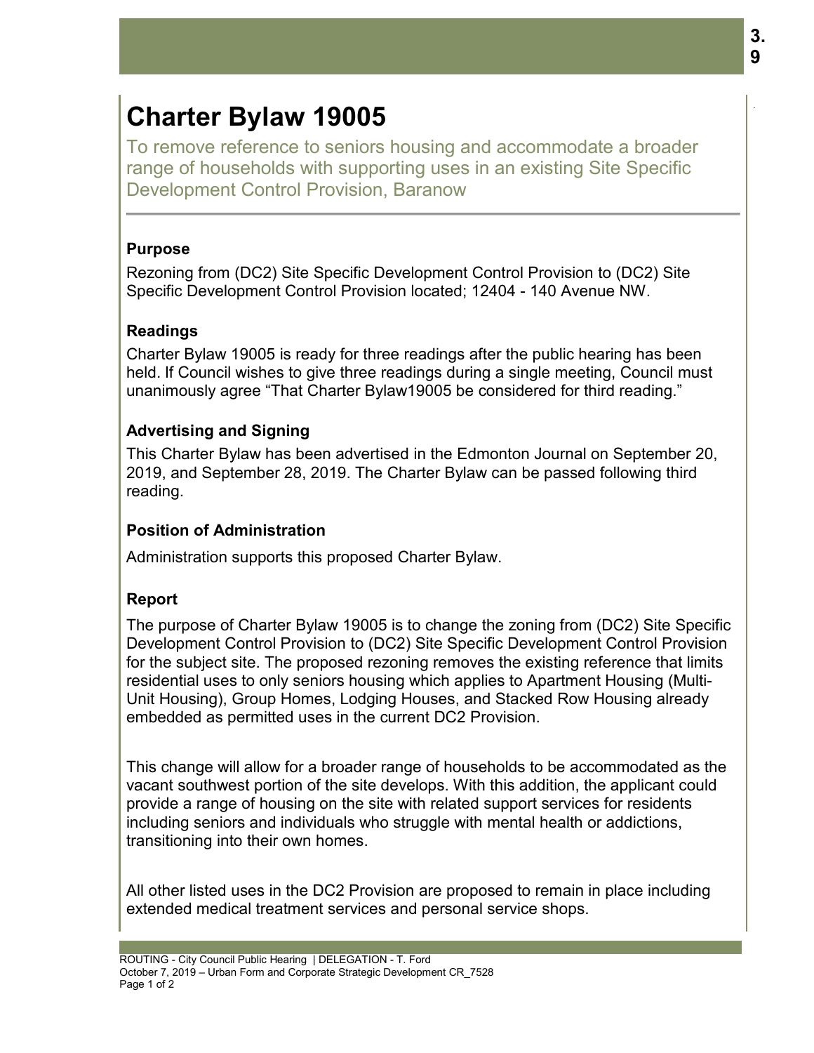# Charter Bylaw 19005

To remove reference to seniors housing and accommodate a broader range of households with supporting uses in an existing Site Specific Development Control Provision, Baranow

### Purpose

Rezoning from (DC2) Site Specific Development Control Provision to (DC2) Site Specific Development Control Provision located; 12404 - 140 Avenue NW.

### Readings

Charter Bylaw 19005 is ready for three readings after the public hearing has been held. If Council wishes to give three readings during a single meeting, Council must unanimously agree "That Charter Bylaw19005 be considered for third reading."

### Advertising and Signing

This Charter Bylaw has been advertised in the Edmonton Journal on September 20, 2019, and September 28, 2019. The Charter Bylaw can be passed following third reading.

### Position of Administration

Administration supports this proposed Charter Bylaw.

### Report

The purpose of Charter Bylaw 19005 is to change the zoning from (DC2) Site Specific Development Control Provision to (DC2) Site Specific Development Control Provision for the subject site. The proposed rezoning removes the existing reference that limits residential uses to only seniors housing which applies to Apartment Housing (Multi-Unit Housing), Group Homes, Lodging Houses, and Stacked Row Housing already embedded as permitted uses in the current DC2 Provision.

This change will allow for a broader range of households to be accommodated as the vacant southwest portion of the site develops. With this addition, the applicant could provide a range of housing on the site with related support services for residents including seniors and individuals who struggle with mental health or addictions, transitioning into their own homes.

All other listed uses in the DC2 Provision are proposed to remain in place including extended medical treatment services and personal service shops.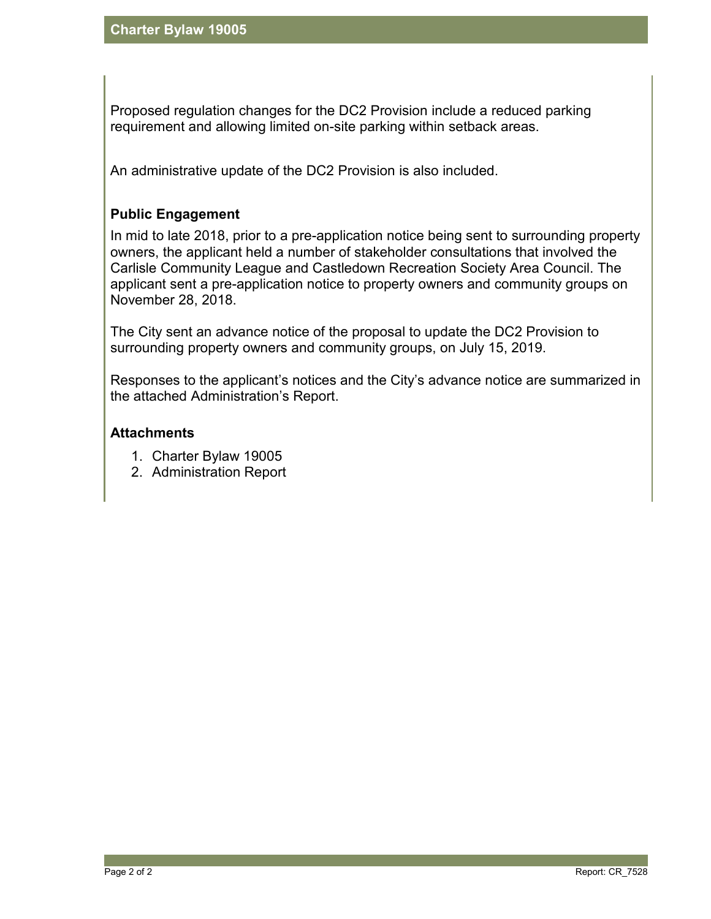Proposed regulation changes for the DC2 Provision include a reduced parking requirement and allowing limited on-site parking within setback areas.

An administrative update of the DC2 Provision is also included.

### Public Engagement

In mid to late 2018, prior to a pre-application notice being sent to surrounding property owners, the applicant held a number of stakeholder consultations that involved the Carlisle Community League and Castledown Recreation Society Area Council. The applicant sent a pre-application notice to property owners and community groups on November 28, 2018.

The City sent an advance notice of the proposal to update the DC2 Provision to surrounding property owners and community groups, on July 15, 2019.

Responses to the applicant's notices and the City's advance notice are summarized in the attached Administration's Report.

### Attachments

1. Charter Bylaw 19005
2. Administration Report